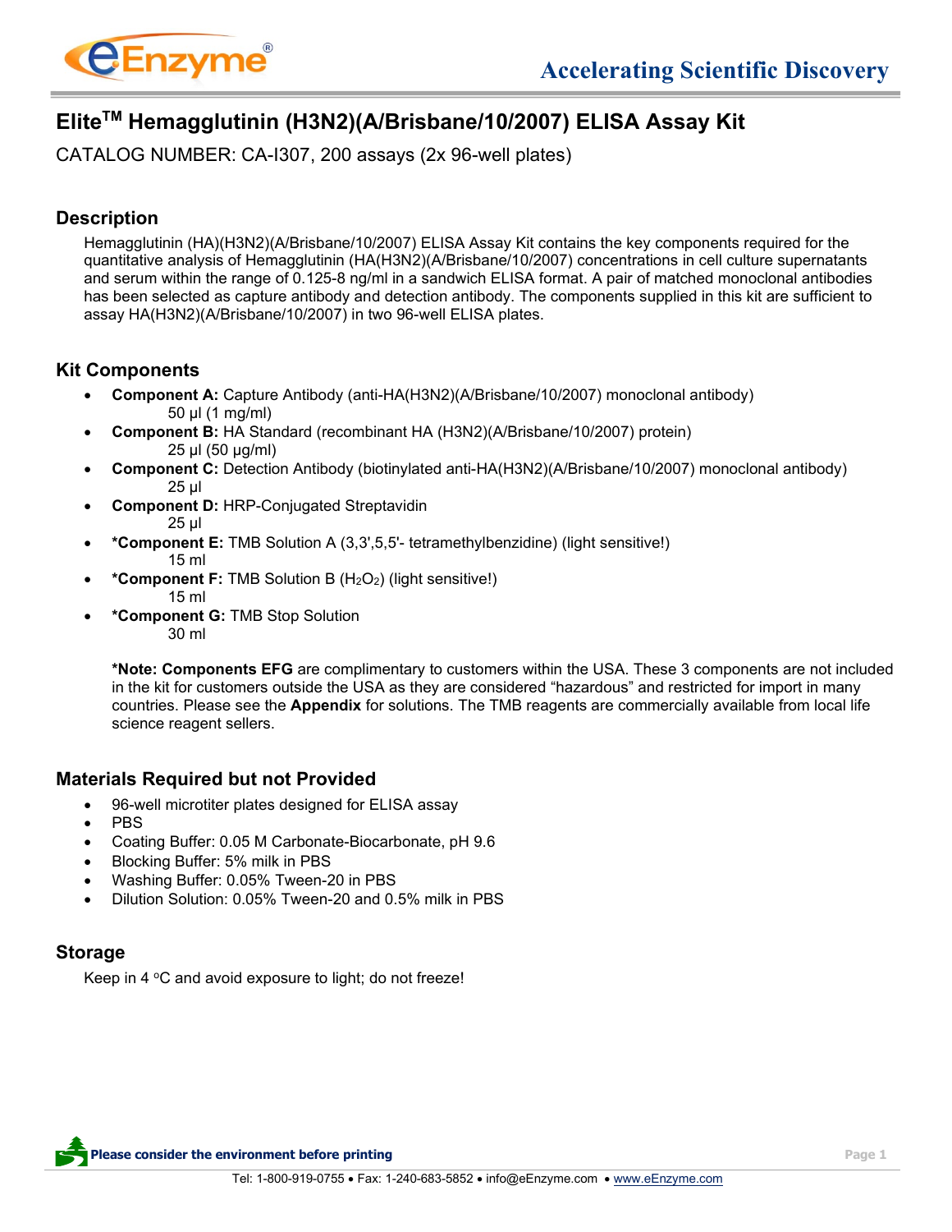# Elite[TM] Hemagglutinin (H3N2)(A/Brisbane/10/2007) ELISA Assay Kit

CATALOG NUMBER: CA-I307, 200 assays (2x 96-well plates)

## Description

Hemagglutinin (HA)(H3N2)(A/Brisbane/10/2007) ELISA Assay Kit contains the key components required for the quantitative analysis of Hemagglutinin (HA(H3N2)(A/Brisbane/10/2007) concentrations in cell culture supernatants and serum within the range of 0.125-8 ng/ml in a sandwich ELISA format. A pair of matched monoclonal antibodies has been selected as capture antibody and detection antibody. The components supplied in this kit are sufficient to assay HA(H3N2)(A/Brisbane/10/2007) in two 96-well ELISA plates.

## Kit Components

- **Component A:** Capture Antibody (anti-HA(H3N2)(A/Brisbane/10/2007) monoclonal antibody)
  50 µl (1 mg/ml)
- **Component B:** HA Standard (recombinant HA (H3N2)(A/Brisbane/10/2007) protein)
  25 µl (50 µg/ml)
- **Component C:** Detection Antibody (biotinylated anti-HA(H3N2)(A/Brisbane/10/2007) monoclonal antibody)
  25 µl
- **Component D:** HRP-Conjugated Streptavidin
  25 µl
- ***Component E:** TMB Solution A (3,3',5,5'- tetramethylbenzidine) (light sensitive!)
  15 ml
- ***Component F:** TMB Solution B ($H_2O_2$) (light sensitive!)
  15 ml
- ***Component G:** TMB Stop Solution
  30 ml

**\*Note: Components EFG** are complimentary to customers within the USA. These 3 components are not included in the kit for customers outside the USA as they are considered "hazardous" and restricted for import in many countries. Please see the **Appendix** for solutions. The TMB reagents are commercially available from local life science reagent sellers.

## Materials Required but not Provided

- 96-well microtiter plates designed for ELISA assay
- PBS
- Coating Buffer: 0.05 M Carbonate-Biocarbonate, pH 9.6
- Blocking Buffer: 5% milk in PBS
- Washing Buffer: 0.05% Tween-20 in PBS
- Dilution Solution: 0.05% Tween-20 and 0.5% milk in PBS

## Storage

Keep in 4 °C and avoid exposure to light; do not freeze!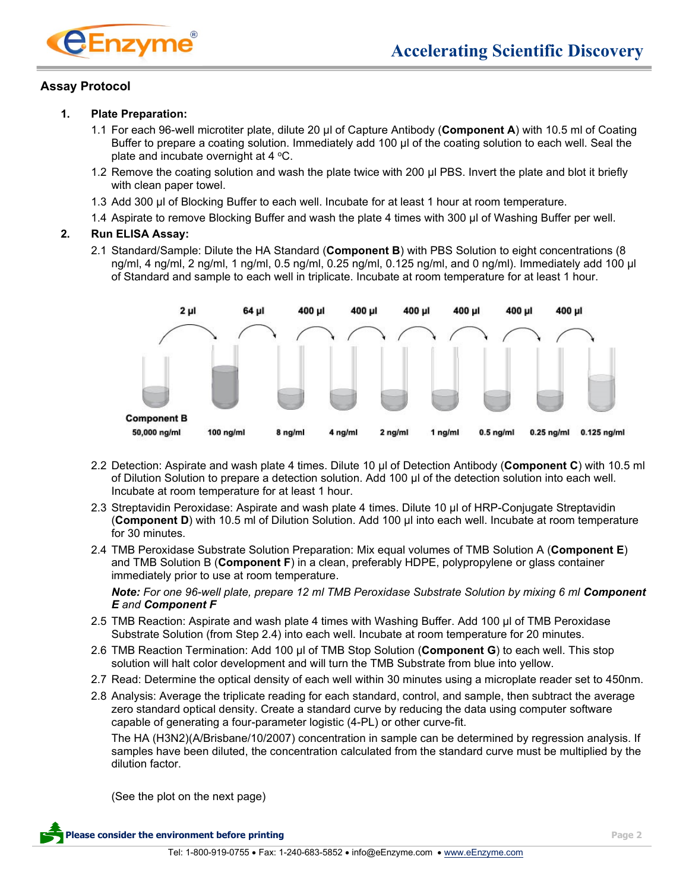## Assay Protocol

1. **Plate Preparation:**
   - 1.1 For each 96-well microtiter plate, dilute 20 µl of Capture Antibody (**Component A**) with 10.5 ml of Coating Buffer to prepare a coating solution. Immediately add 100 µl of the coating solution to each well. Seal the plate and incubate overnight at 4 °C.
   - 1.2 Remove the coating solution and wash the plate twice with 200 µl PBS. Invert the plate and blot it briefly with clean paper towel.
   - 1.3 Add 300 µl of Blocking Buffer to each well. Incubate for at least 1 hour at room temperature.
   - 1.4 Aspirate to remove Blocking Buffer and wash the plate 4 times with 300 µl of Washing Buffer per well.
2. **Run ELISA Assay:**
   - 2.1 Standard/Sample: Dilute the HA Standard (**Component B**) with PBS Solution to eight concentrations (8 ng/ml, 4 ng/ml, 2 ng/ml, 1 ng/ml, 0.5 ng/ml, 0.25 ng/ml, 0.125 ng/ml, and 0 ng/ml). Immediately add 100 µl of Standard and sample to each well in triplicate. Incubate at room temperature for at least 1 hour.

     2 µl → 64 µl → 400 µl → 400 µl → 400 µl → 400 µl → 400 µl → 400 µl

     Component B 50,000 ng/ml | 100 ng/ml | 8 ng/ml | 4 ng/ml | 2 ng/ml | 1 ng/ml | 0.5 ng/ml | 0.25 ng/ml | 0.125 ng/ml

   - 2.2 Detection: Aspirate and wash plate 4 times. Dilute 10 µl of Detection Antibody (**Component C**) with 10.5 ml of Dilution Solution to prepare a detection solution. Add 100 µl of the detection solution into each well. Incubate at room temperature for at least 1 hour.
   - 2.3 Streptavidin Peroxidase: Aspirate and wash plate 4 times. Dilute 10 µl of HRP-Conjugate Streptavidin (**Component D**) with 10.5 ml of Dilution Solution. Add 100 µl into each well. Incubate at room temperature for 30 minutes.
   - 2.4 TMB Peroxidase Substrate Solution Preparation: Mix equal volumes of TMB Solution A (**Component E**) and TMB Solution B (**Component F**) in a clean, preferably HDPE, polypropylene or glass container immediately prior to use at room temperature.

     ***Note:*** *For one 96-well plate, prepare 12 ml TMB Peroxidase Substrate Solution by mixing 6 ml* ***Component E*** *and* ***Component F***
   - 2.5 TMB Reaction: Aspirate and wash plate 4 times with Washing Buffer. Add 100 µl of TMB Peroxidase Substrate Solution (from Step 2.4) into each well. Incubate at room temperature for 20 minutes.
   - 2.6 TMB Reaction Termination: Add 100 µl of TMB Stop Solution (**Component G**) to each well. This stop solution will halt color development and will turn the TMB Substrate from blue into yellow.
   - 2.7 Read: Determine the optical density of each well within 30 minutes using a microplate reader set to 450nm.
   - 2.8 Analysis: Average the triplicate reading for each standard, control, and sample, then subtract the average zero standard optical density. Create a standard curve by reducing the data using computer software capable of generating a four-parameter logistic (4-PL) or other curve-fit.

     The HA (H3N2)(A/Brisbane/10/2007) concentration in sample can be determined by regression analysis. If samples have been diluted, the concentration calculated from the standard curve must be multiplied by the dilution factor.

     (See the plot on the next page)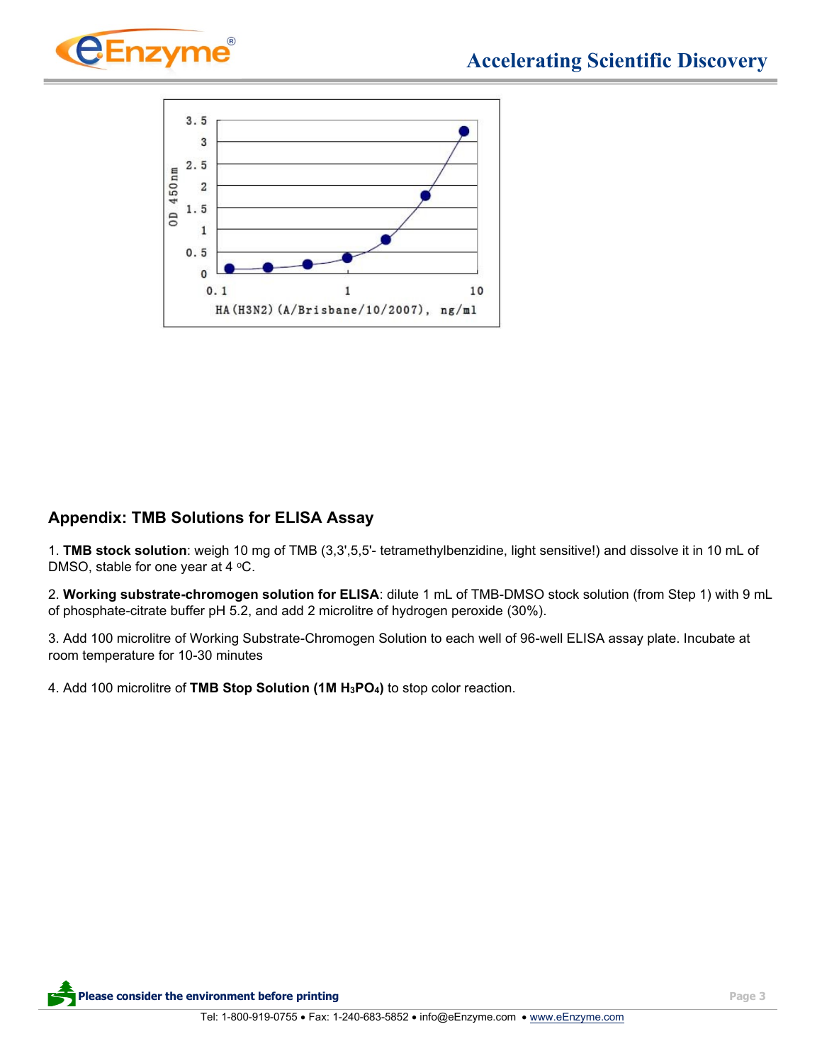3.5
3
2.5
2
1.5
1
0.5
0
OD 450nm
0.1
1
10
HA(H3N2)(A/Brisbane/10/2007), ng/ml

## Appendix: TMB Solutions for ELISA Assay

1. **TMB stock solution**: weigh 10 mg of TMB (3,3',5,5'- tetramethylbenzidine, light sensitive!) and dissolve it in 10 mL of DMSO, stable for one year at 4 $^{o}$C.

2. **Working substrate-chromogen solution for ELISA**: dilute 1 mL of TMB-DMSO stock solution (from Step 1) with 9 mL of phosphate-citrate buffer pH 5.2, and add 2 microlitre of hydrogen peroxide (30%).

3. Add 100 microlitre of Working Substrate-Chromogen Solution to each well of 96-well ELISA assay plate. Incubate at room temperature for 10-30 minutes

4. Add 100 microlitre of **TMB Stop Solution (1M $H_3PO_4$)** to stop color reaction.